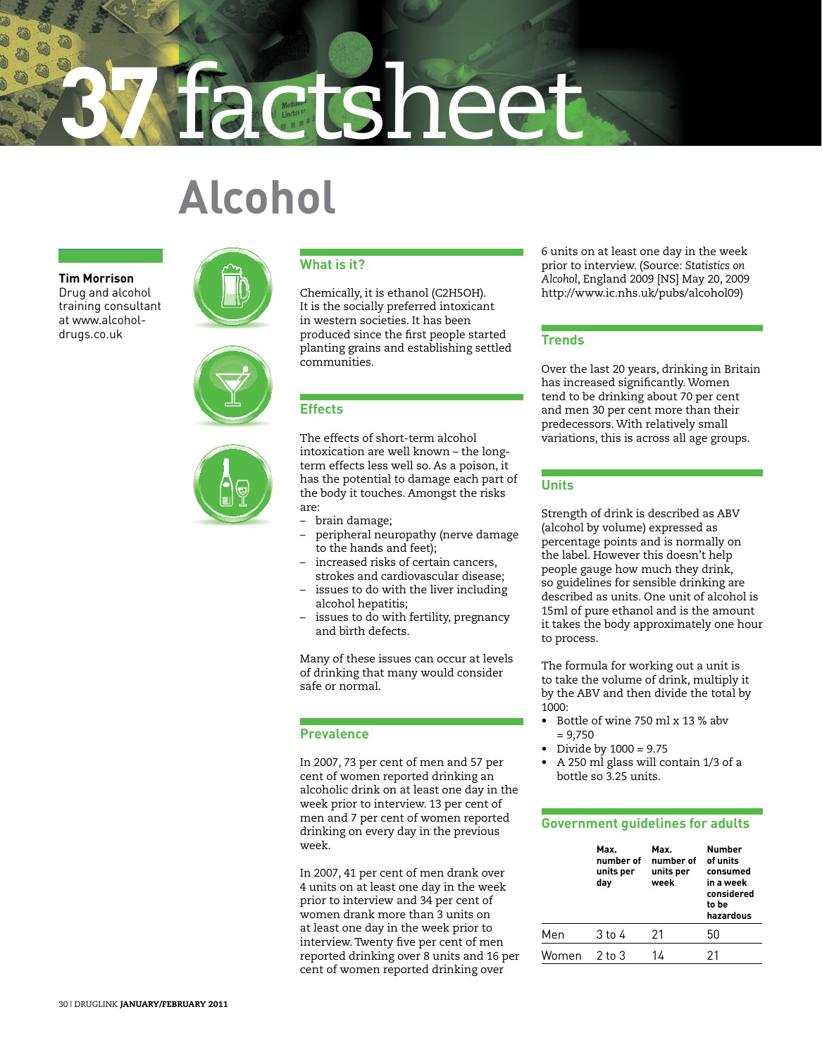# 37 factsheet

# Alcohol

**Tim Morrison**
Drug and alcohol training consultant at www.alcohol-drugs.co.uk

## What is it?

Chemically, it is ethanol (C2H5OH). It is the socially preferred intoxicant in western societies. It has been produced since the first people started planting grains and establishing settled communities.

## Effects

The effects of short-term alcohol intoxication are well known – the long-term effects less well so. As a poison, it has the potential to damage each part of the body it touches. Amongst the risks are:

- brain damage;
- peripheral neuropathy (nerve damage to the hands and feet);
- increased risks of certain cancers, strokes and cardiovascular disease;
- issues to do with the liver including alcohol hepatitis;
- issues to do with fertility, pregnancy and birth defects.

Many of these issues can occur at levels of drinking that many would consider safe or normal.

## Prevalence

In 2007, 73 per cent of men and 57 per cent of women reported drinking an alcoholic drink on at least one day in the week prior to interview. 13 per cent of men and 7 per cent of women reported drinking on every day in the previous week.

In 2007, 41 per cent of men drank over 4 units on at least one day in the week prior to interview and 34 per cent of women drank more than 3 units on at least one day in the week prior to interview. Twenty five per cent of men reported drinking over 8 units and 16 per cent of women reported drinking over 6 units on at least one day in the week prior to interview. (Source: *Statistics on Alcohol*, England 2009 [NS] May 20, 2009 http://www.ic.nhs.uk/pubs/alcohol09)

## Trends

Over the last 20 years, drinking in Britain has increased significantly. Women tend to be drinking about 70 per cent and men 30 per cent more than their predecessors. With relatively small variations, this is across all age groups.

## Units

Strength of drink is described as ABV (alcohol by volume) expressed as percentage points and is normally on the label. However this doesn't help people gauge how much they drink, so guidelines for sensible drinking are described as units. One unit of alcohol is 15ml of pure ethanol and is the amount it takes the body approximately one hour to process.

The formula for working out a unit is to take the volume of drink, multiply it by the ABV and then divide the total by 1000:

- Bottle of wine 750 ml x 13 % abv = 9,750
- Divide by 1000 = 9.75
- A 250 ml glass will contain 1/3 of a bottle so 3.25 units.

## Government guidelines for adults

| | Max. number of units per day | Max. number of units per week | Number of units consumed in a week considered to be hazardous |
|---|---|---|---|
| Men | 3 to 4 | 21 | 50 |
| Women | 2 to 3 | 14 | 21 |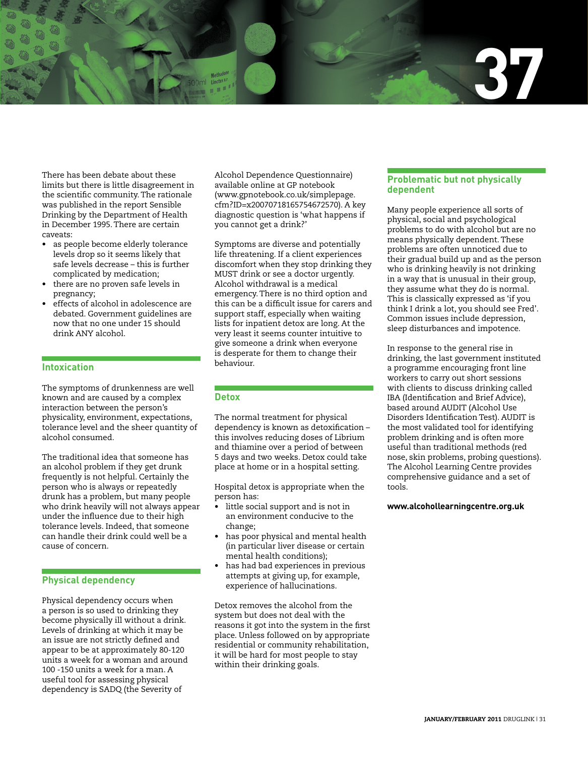There has been debate about these limits but there is little disagreement in the scientific community. The rationale was published in the report Sensible Drinking by the Department of Health in December 1995. There are certain caveats:

- as people become elderly tolerance levels drop so it seems likely that safe levels decrease – this is further complicated by medication;
- there are no proven safe levels in pregnancy;
- effects of alcohol in adolescence are debated. Government guidelines are now that no one under 15 should drink ANY alcohol.

## Intoxication

The symptoms of drunkenness are well known and are caused by a complex interaction between the person's physicality, environment, expectations, tolerance level and the sheer quantity of alcohol consumed.

The traditional idea that someone has an alcohol problem if they get drunk frequently is not helpful. Certainly the person who is always or repeatedly drunk has a problem, but many people who drink heavily will not always appear under the influence due to their high tolerance levels. Indeed, that someone can handle their drink could well be a cause of concern.

## Physical dependency

Physical dependency occurs when a person is so used to drinking they become physically ill without a drink. Levels of drinking at which it may be an issue are not strictly defined and appear to be at approximately 80-120 units a week for a woman and around 100 -150 units a week for a man. A useful tool for assessing physical dependency is SADQ (the Severity of Alcohol Dependence Questionnaire) available online at GP notebook (www.gpnotebook.co.uk/simplepage.cfm?ID=x20070718165754672570). A key diagnostic question is 'what happens if you cannot get a drink?'

Symptoms are diverse and potentially life threatening. If a client experiences discomfort when they stop drinking they MUST drink or see a doctor urgently. Alcohol withdrawal is a medical emergency. There is no third option and this can be a difficult issue for carers and support staff, especially when waiting lists for inpatient detox are long. At the very least it seems counter intuitive to give someone a drink when everyone is desperate for them to change their behaviour.

## Detox

The normal treatment for physical dependency is known as detoxification – this involves reducing doses of Librium and thiamine over a period of between 5 days and two weeks. Detox could take place at home or in a hospital setting.

Hospital detox is appropriate when the person has:

- little social support and is not in an environment conducive to the change;
- has poor physical and mental health (in particular liver disease or certain mental health conditions);
- has had bad experiences in previous attempts at giving up, for example, experience of hallucinations.

Detox removes the alcohol from the system but does not deal with the reasons it got into the system in the first place. Unless followed on by appropriate residential or community rehabilitation, it will be hard for most people to stay within their drinking goals.

## Problematic but not physically dependent

Many people experience all sorts of physical, social and psychological problems to do with alcohol but are no means physically dependent. These problems are often unnoticed due to their gradual build up and as the person who is drinking heavily is not drinking in a way that is unusual in their group, they assume what they do is normal. This is classically expressed as 'if you think I drink a lot, you should see Fred'. Common issues include depression, sleep disturbances and impotence.

In response to the general rise in drinking, the last government instituted a programme encouraging front line workers to carry out short sessions with clients to discuss drinking called IBA (Identification and Brief Advice), based around AUDIT (Alcohol Use Disorders Identification Test). AUDIT is the most validated tool for identifying problem drinking and is often more useful than traditional methods (red nose, skin problems, probing questions). The Alcohol Learning Centre provides comprehensive guidance and a set of tools.

**www.alcohollearningcentre.org.uk**